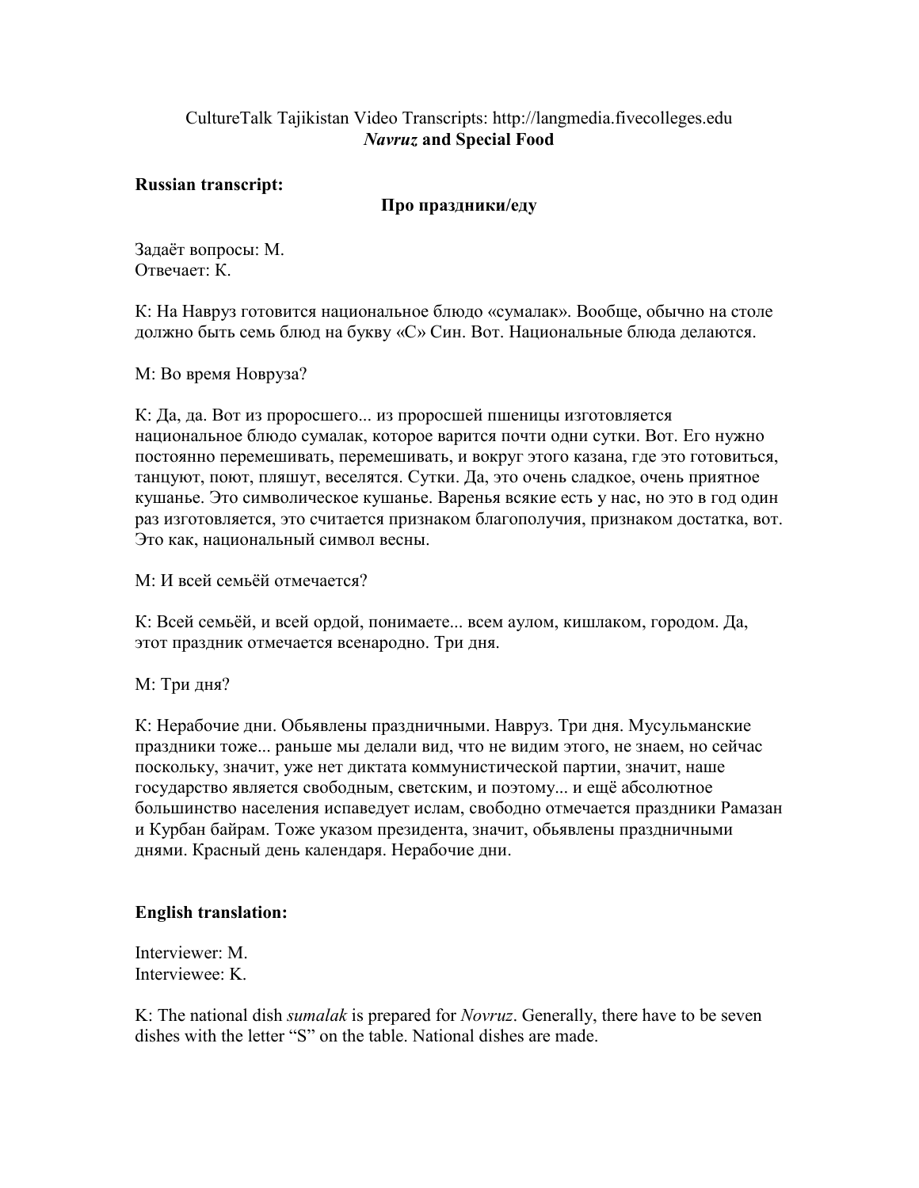CultureTalk Tajikistan Video Transcripts: http://langmedia.fivecolleges.edu

***Navruz* and Special Food**

**Russian transcript:**

**Про праздники/еду**

Задаёт вопросы: М.
Отвечает: К.

К: На Навруз готовится национальное блюдо «сумалак». Вообще, обычно на столе должно быть семь блюд на букву «С» Син. Вот. Национальные блюда делаются.

М: Во время Новруза?

К: Да, да. Вот из проросшего... из проросшей пшеницы изготовляется национальное блюдо сумалак, которое варится почти одни сутки. Вот. Его нужно постоянно перемешивать, перемешивать, и вокруг этого казана, где это готовиться, танцуют, поют, пляшут, веселятся. Сутки. Да, это очень сладкое, очень приятное кушанье. Это символическое кушанье. Варенья всякие есть у нас, но это в год один раз изготовляется, это считается признаком благополучия, признаком достатка, вот. Это как, национальный символ весны.

М: И всей семьёй отмечается?

К: Всей семьёй, и всей ордой, понимаете... всем аулом, кишлаком, городом. Да, этот праздник отмечается всенародно. Три дня.

М: Три дня?

К: Нерабочие дни. Обьявлены праздничными. Навруз. Три дня. Мусульманские праздники тоже... раньше мы делали вид, что не видим этого, не знаем, но сейчас поскольку, значит, уже нет диктата коммунистической партии, значит, наше государство является свободным, светским, и поэтому... и ещё абсолютное большинство населения испаведует ислам, свободно отмечается праздники Рамазан и Курбан байрам. Тоже указом президента, значит, обьявлены праздничными днями. Красный день календаря. Нерабочие дни.

**English translation:**

Interviewer: M.
Interviewee: K.

K: The national dish *sumalak* is prepared for *Novruz*. Generally, there have to be seven dishes with the letter "S" on the table. National dishes are made.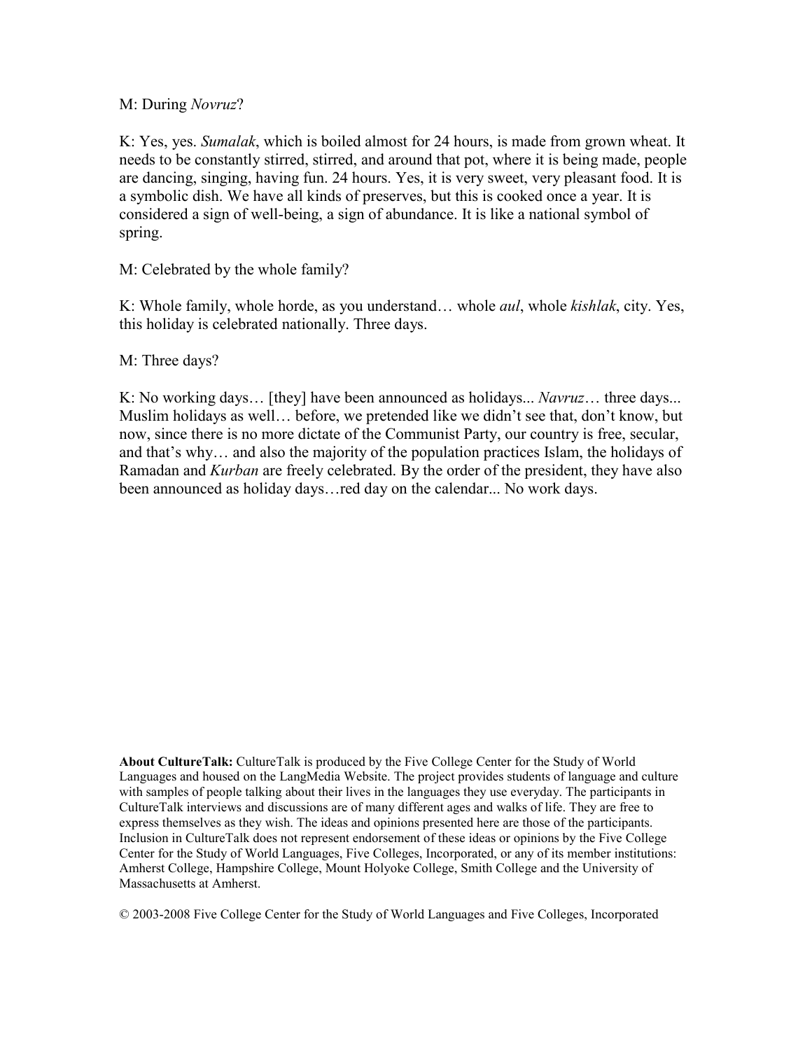M: During *Novruz*?

K: Yes, yes. *Sumalak*, which is boiled almost for 24 hours, is made from grown wheat. It needs to be constantly stirred, stirred, and around that pot, where it is being made, people are dancing, singing, having fun. 24 hours. Yes, it is very sweet, very pleasant food. It is a symbolic dish. We have all kinds of preserves, but this is cooked once a year. It is considered a sign of well-being, a sign of abundance. It is like a national symbol of spring.

M: Celebrated by the whole family?

K: Whole family, whole horde, as you understand… whole *aul*, whole *kishlak*, city. Yes, this holiday is celebrated nationally. Three days.

M: Three days?

K: No working days… [they] have been announced as holidays... *Navruz*… three days... Muslim holidays as well… before, we pretended like we didn't see that, don't know, but now, since there is no more dictate of the Communist Party, our country is free, secular, and that's why… and also the majority of the population practices Islam, the holidays of Ramadan and *Kurban* are freely celebrated. By the order of the president, they have also been announced as holiday days…red day on the calendar... No work days.

**About CultureTalk:** CultureTalk is produced by the Five College Center for the Study of World Languages and housed on the LangMedia Website. The project provides students of language and culture with samples of people talking about their lives in the languages they use everyday. The participants in CultureTalk interviews and discussions are of many different ages and walks of life. They are free to express themselves as they wish. The ideas and opinions presented here are those of the participants. Inclusion in CultureTalk does not represent endorsement of these ideas or opinions by the Five College Center for the Study of World Languages, Five Colleges, Incorporated, or any of its member institutions: Amherst College, Hampshire College, Mount Holyoke College, Smith College and the University of Massachusetts at Amherst.

© 2003-2008 Five College Center for the Study of World Languages and Five Colleges, Incorporated